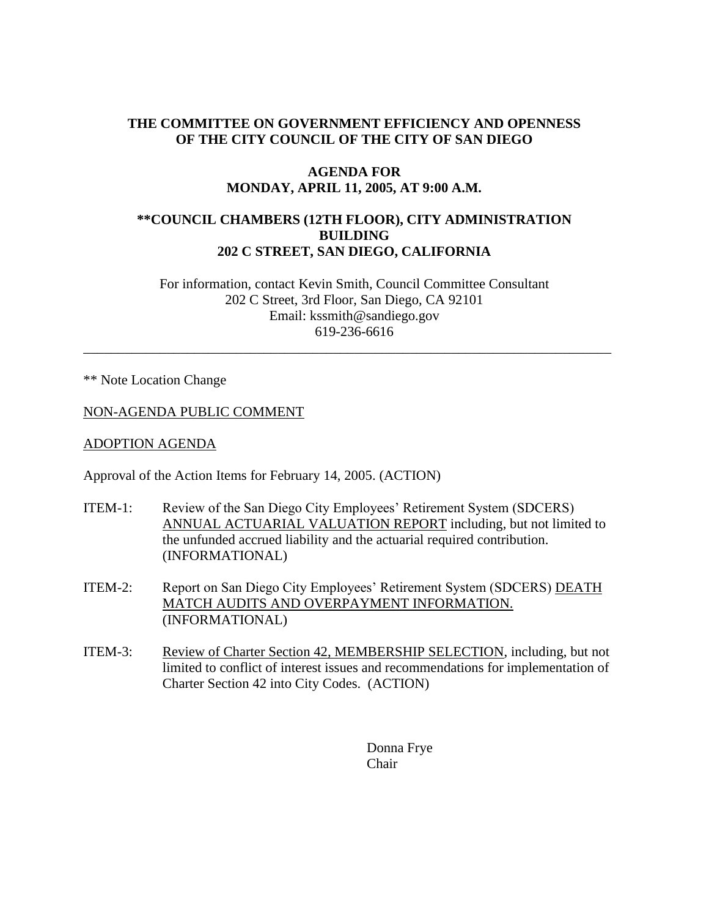**THE COMMITTEE ON GOVERNMENT EFFICIENCY AND OPENNESS OF THE CITY COUNCIL OF THE CITY OF SAN DIEGO**

**AGENDA FOR MONDAY, APRIL 11, 2005, AT 9:00 A.M.**

****COUNCIL CHAMBERS (12TH FLOOR), CITY ADMINISTRATION BUILDING 202 C STREET, SAN DIEGO, CALIFORNIA**

For information, contact Kevin Smith, Council Committee Consultant
202 C Street, 3rd Floor, San Diego, CA 92101
Email: kssmith@sandiego.gov
619-236-6616

---

** Note Location Change

<u>NON-AGENDA PUBLIC COMMENT</u>

<u>ADOPTION AGENDA</u>

Approval of the Action Items for February 14, 2005. (ACTION)

ITEM-1: Review of the San Diego City Employees' Retirement System (SDCERS) <u>ANNUAL ACTUARIAL VALUATION REPORT</u> including, but not limited to the unfunded accrued liability and the actuarial required contribution. (INFORMATIONAL)

ITEM-2: Report on San Diego City Employees' Retirement System (SDCERS) <u>DEATH MATCH AUDITS AND OVERPAYMENT INFORMATION.</u> (INFORMATIONAL)

ITEM-3: <u>Review of Charter Section 42, MEMBERSHIP SELECTION</u>, including, but not limited to conflict of interest issues and recommendations for implementation of Charter Section 42 into City Codes. (ACTION)

Donna Frye
Chair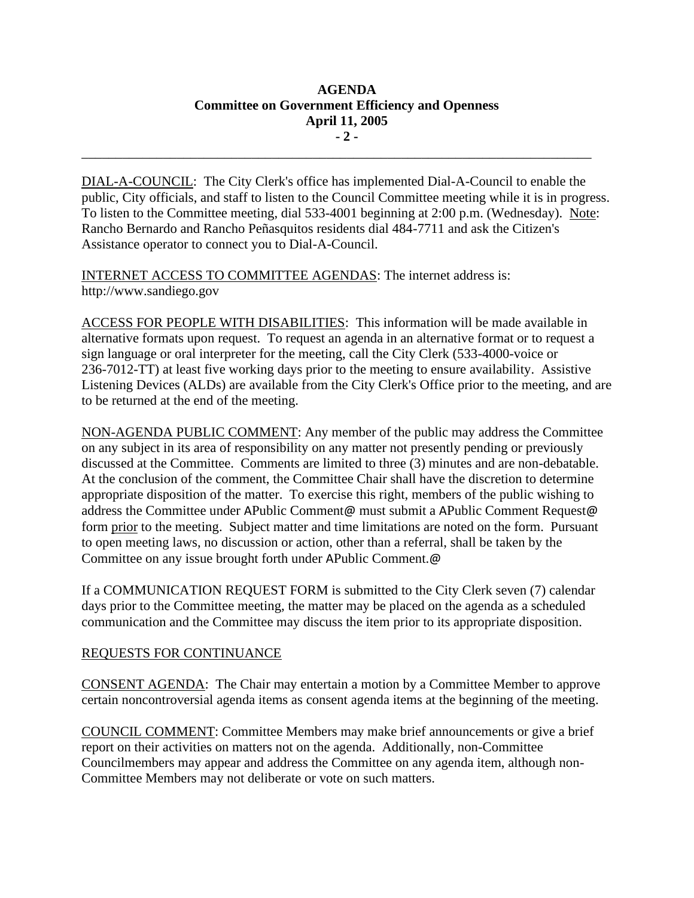DIAL-A-COUNCIL: The City Clerk's office has implemented Dial-A-Council to enable the public, City officials, and staff to listen to the Council Committee meeting while it is in progress. To listen to the Committee meeting, dial 533-4001 beginning at 2:00 p.m. (Wednesday). Note: Rancho Bernardo and Rancho Peñasquitos residents dial 484-7711 and ask the Citizen's Assistance operator to connect you to Dial-A-Council.

INTERNET ACCESS TO COMMITTEE AGENDAS: The internet address is: http://www.sandiego.gov

ACCESS FOR PEOPLE WITH DISABILITIES: This information will be made available in alternative formats upon request. To request an agenda in an alternative format or to request a sign language or oral interpreter for the meeting, call the City Clerk (533-4000-voice or 236-7012-TT) at least five working days prior to the meeting to ensure availability. Assistive Listening Devices (ALDs) are available from the City Clerk's Office prior to the meeting, and are to be returned at the end of the meeting.

NON-AGENDA PUBLIC COMMENT: Any member of the public may address the Committee on any subject in its area of responsibility on any matter not presently pending or previously discussed at the Committee. Comments are limited to three (3) minutes and are non-debatable. At the conclusion of the comment, the Committee Chair shall have the discretion to determine appropriate disposition of the matter. To exercise this right, members of the public wishing to address the Committee under APublic Comment@ must submit a APublic Comment Request@ form prior to the meeting. Subject matter and time limitations are noted on the form. Pursuant to open meeting laws, no discussion or action, other than a referral, shall be taken by the Committee on any issue brought forth under APublic Comment.@

If a COMMUNICATION REQUEST FORM is submitted to the City Clerk seven (7) calendar days prior to the Committee meeting, the matter may be placed on the agenda as a scheduled communication and the Committee may discuss the item prior to its appropriate disposition.

REQUESTS FOR CONTINUANCE

CONSENT AGENDA: The Chair may entertain a motion by a Committee Member to approve certain noncontroversial agenda items as consent agenda items at the beginning of the meeting.

COUNCIL COMMENT: Committee Members may make brief announcements or give a brief report on their activities on matters not on the agenda. Additionally, non-Committee Councilmembers may appear and address the Committee on any agenda item, although non-Committee Members may not deliberate or vote on such matters.